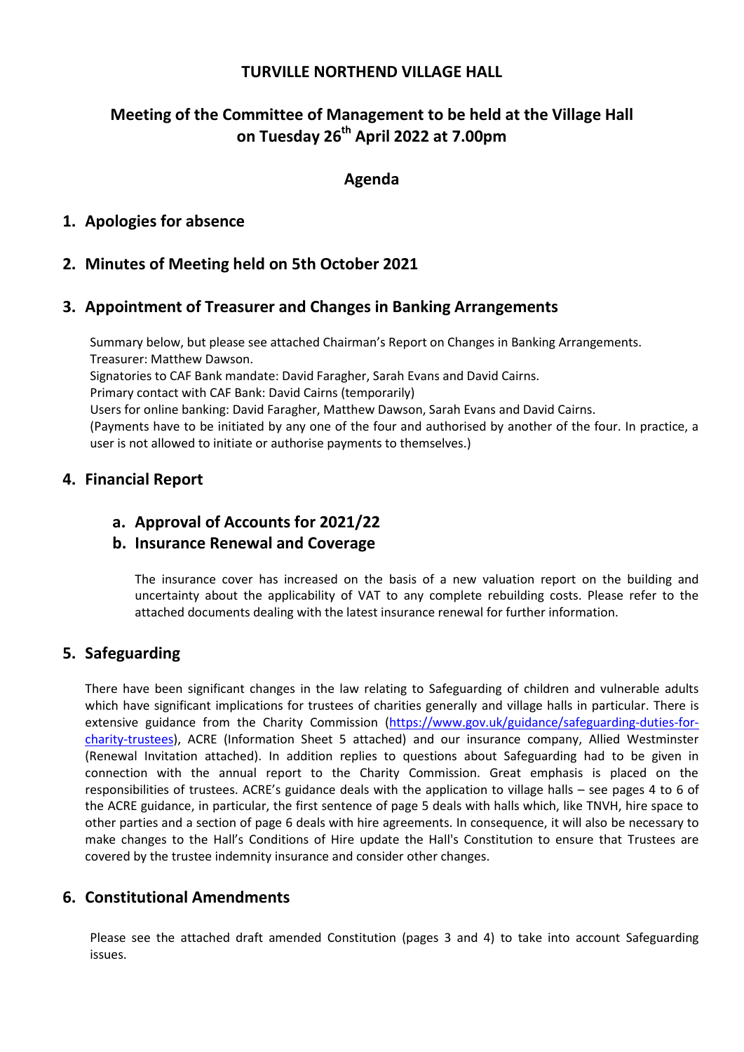# TURVILLE NORTHEND VILLAGE HALL

## Meeting of the Committee of Management to be held at the Village Hall on Tuesday 26th April 2022 at 7.00pm

## Agenda

### 1. Apologies for absence

### 2. Minutes of Meeting held on 5th October 2021

### 3. Appointment of Treasurer and Changes in Banking Arrangements

Summary below, but please see attached Chairman's Report on Changes in Banking Arrangements.
Treasurer: Matthew Dawson.
Signatories to CAF Bank mandate: David Faragher, Sarah Evans and David Cairns.
Primary contact with CAF Bank: David Cairns (temporarily)
Users for online banking: David Faragher, Matthew Dawson, Sarah Evans and David Cairns.
(Payments have to be initiated by any one of the four and authorised by another of the four. In practice, a user is not allowed to initiate or authorise payments to themselves.)

### 4. Financial Report

#### a. Approval of Accounts for 2021/22

#### b. Insurance Renewal and Coverage

The insurance cover has increased on the basis of a new valuation report on the building and uncertainty about the applicability of VAT to any complete rebuilding costs. Please refer to the attached documents dealing with the latest insurance renewal for further information.

### 5. Safeguarding

There have been significant changes in the law relating to Safeguarding of children and vulnerable adults which have significant implications for trustees of charities generally and village halls in particular. There is extensive guidance from the Charity Commission (https://www.gov.uk/guidance/safeguarding-duties-for-charity-trustees), ACRE (Information Sheet 5 attached) and our insurance company, Allied Westminster (Renewal Invitation attached). In addition replies to questions about Safeguarding had to be given in connection with the annual report to the Charity Commission. Great emphasis is placed on the responsibilities of trustees. ACRE's guidance deals with the application to village halls – see pages 4 to 6 of the ACRE guidance, in particular, the first sentence of page 5 deals with halls which, like TNVH, hire space to other parties and a section of page 6 deals with hire agreements. In consequence, it will also be necessary to make changes to the Hall's Conditions of Hire update the Hall's Constitution to ensure that Trustees are covered by the trustee indemnity insurance and consider other changes.

### 6. Constitutional Amendments

Please see the attached draft amended Constitution (pages 3 and 4) to take into account Safeguarding issues.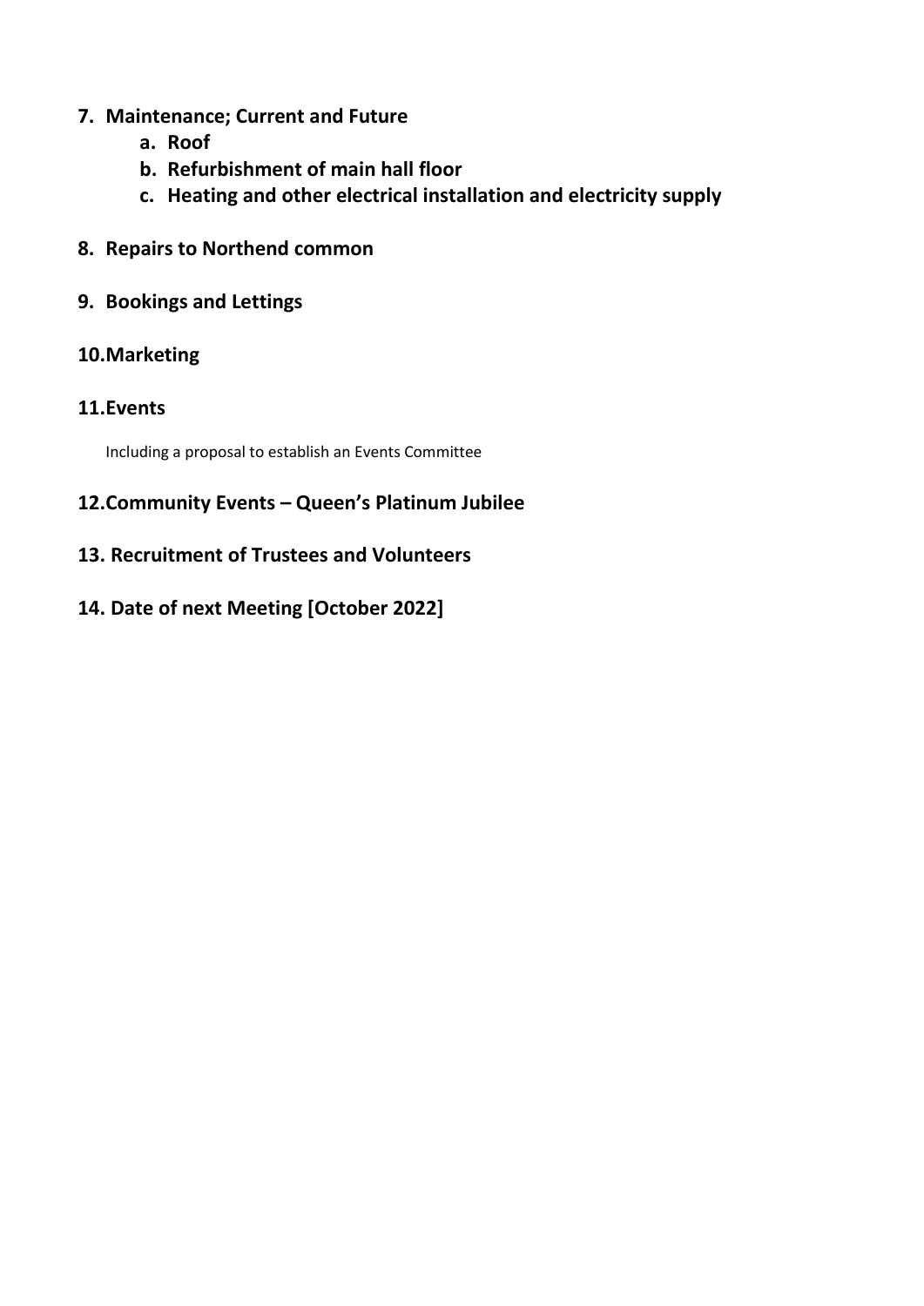7. **Maintenance; Current and Future**
    a. **Roof**
    b. **Refurbishment of main hall floor**
    c. **Heating and other electrical installation and electricity supply**

8. **Repairs to Northend common**

9. **Bookings and Lettings**

10. **Marketing**

11. **Events**

    Including a proposal to establish an Events Committee

12. **Community Events – Queen's Platinum Jubilee**

13. **Recruitment of Trustees and Volunteers**

14. **Date of next Meeting [October 2022]**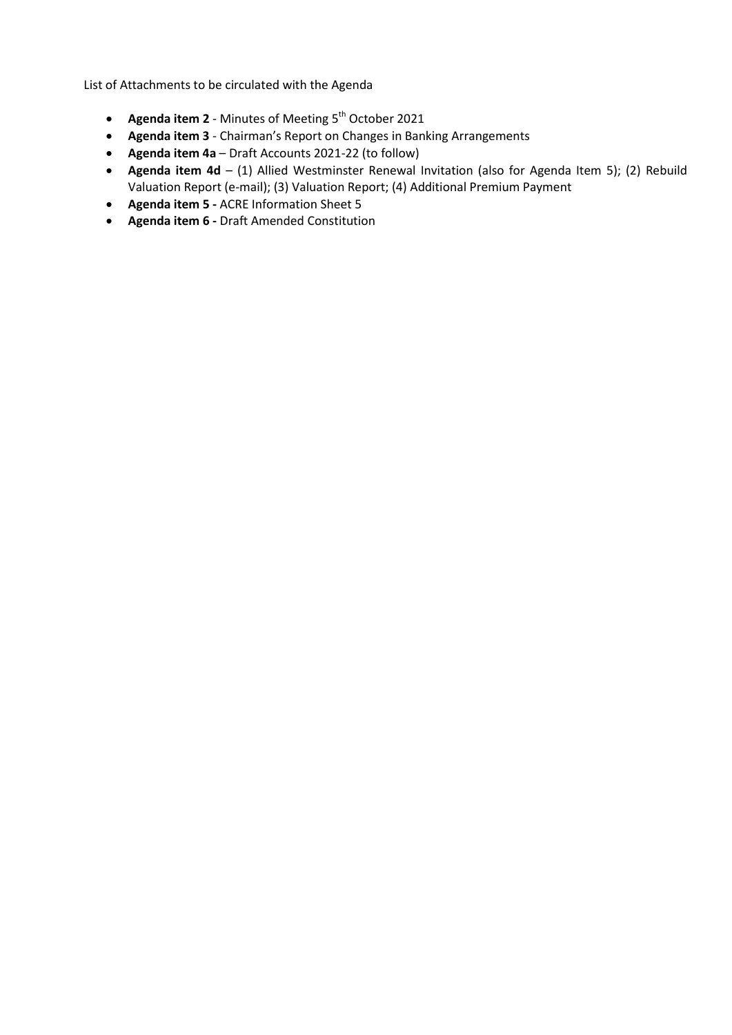List of Attachments to be circulated with the Agenda

- **Agenda item 2** - Minutes of Meeting 5th October 2021
- **Agenda item 3** - Chairman's Report on Changes in Banking Arrangements
- **Agenda item 4a** – Draft Accounts 2021-22 (to follow)
- **Agenda item 4d** – (1) Allied Westminster Renewal Invitation (also for Agenda Item 5); (2) Rebuild Valuation Report (e-mail); (3) Valuation Report; (4) Additional Premium Payment
- **Agenda item 5 -** ACRE Information Sheet 5
- **Agenda item 6 -** Draft Amended Constitution